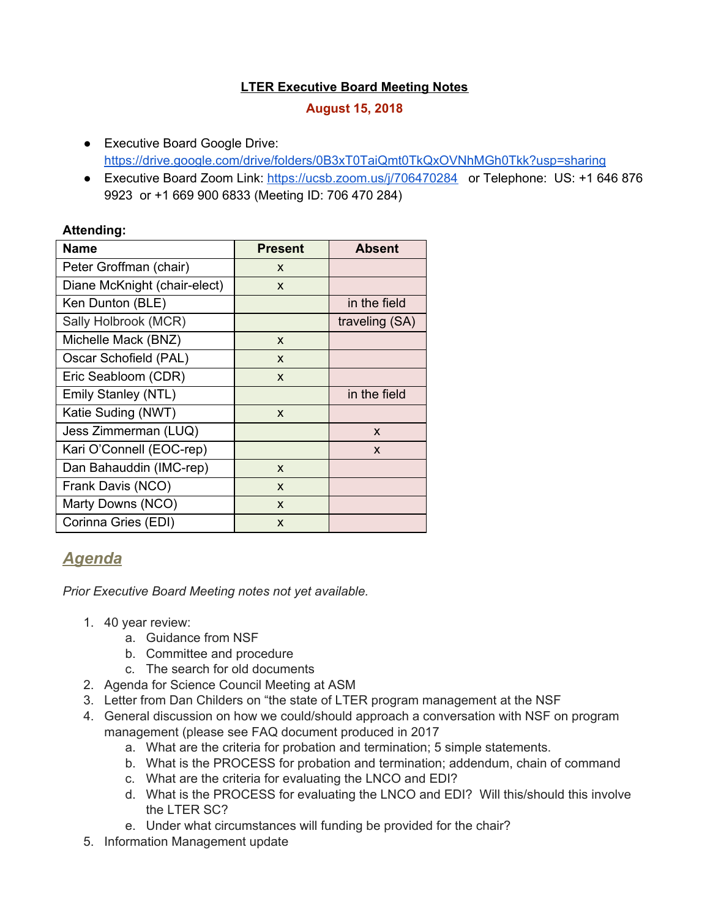**LTER Executive Board Meeting Notes**

**August 15, 2018**

- Executive Board Google Drive: https://drive.google.com/drive/folders/0B3xT0TaiQmt0TkQxOVNhMGh0Tkk?usp=sharing
- Executive Board Zoom Link: https://ucsb.zoom.us/j/706470284 or Telephone: US: +1 646 876 9923 or +1 669 900 6833 (Meeting ID: 706 470 284)

**Attending:**

| Name | Present | Absent |
|---|---|---|
| Peter Groffman (chair) | x | |
| Diane McKnight (chair-elect) | x | |
| Ken Dunton (BLE) | | in the field |
| Sally Holbrook (MCR) | | traveling (SA) |
| Michelle Mack (BNZ) | x | |
| Oscar Schofield (PAL) | x | |
| Eric Seabloom (CDR) | x | |
| Emily Stanley (NTL) | | in the field |
| Katie Suding (NWT) | x | |
| Jess Zimmerman (LUQ) | | x |
| Kari O'Connell (EOC-rep) | | x |
| Dan Bahauddin (IMC-rep) | x | |
| Frank Davis (NCO) | x | |
| Marty Downs (NCO) | x | |
| Corinna Gries (EDI) | x | |

## *Agenda*

*Prior Executive Board Meeting notes not yet available.*

1. 40 year review:
    a. Guidance from NSF
    b. Committee and procedure
    c. The search for old documents
2. Agenda for Science Council Meeting at ASM
3. Letter from Dan Childers on "the state of LTER program management at the NSF
4. General discussion on how we could/should approach a conversation with NSF on program management (please see FAQ document produced in 2017
    a. What are the criteria for probation and termination; 5 simple statements.
    b. What is the PROCESS for probation and termination; addendum, chain of command
    c. What are the criteria for evaluating the LNCO and EDI?
    d. What is the PROCESS for evaluating the LNCO and EDI? Will this/should this involve the LTER SC?
    e. Under what circumstances will funding be provided for the chair?
5. Information Management update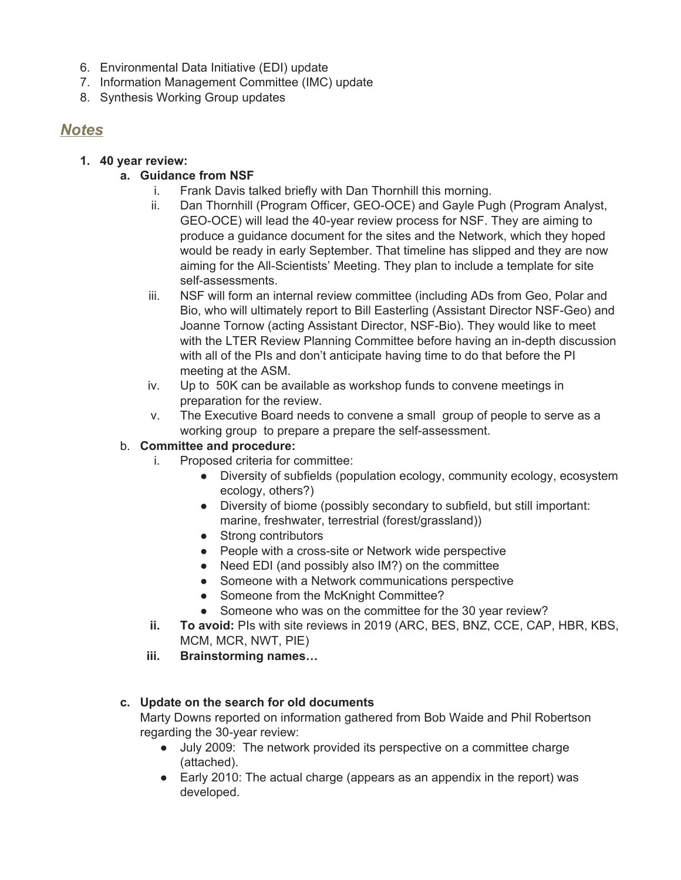6. Environmental Data Initiative (EDI) update
7. Information Management Committee (IMC) update
8. Synthesis Working Group updates

## ***Notes***

1. **40 year review:**
    a. **Guidance from NSF**
        i. Frank Davis talked briefly with Dan Thornhill this morning.
        ii. Dan Thornhill (Program Officer, GEO-OCE) and Gayle Pugh (Program Analyst, GEO-OCE) will lead the 40-year review process for NSF. They are aiming to produce a guidance document for the sites and the Network, which they hoped would be ready in early September. That timeline has slipped and they are now aiming for the All-Scientists' Meeting. They plan to include a template for site self-assessments.
        iii. NSF will form an internal review committee (including ADs from Geo, Polar and Bio, who will ultimately report to Bill Easterling (Assistant Director NSF-Geo) and Joanne Tornow (acting Assistant Director, NSF-Bio). They would like to meet with the LTER Review Planning Committee before having an in-depth discussion with all of the PIs and don't anticipate having time to do that before the PI meeting at the ASM.
        iv. Up to 50K can be available as workshop funds to convene meetings in preparation for the review.
        v. The Executive Board needs to convene a small group of people to serve as a working group to prepare a prepare the self-assessment.
    b. **Committee and procedure:**
        i. Proposed criteria for committee:
            - Diversity of subfields (population ecology, community ecology, ecosystem ecology, others?)
            - Diversity of biome (possibly secondary to subfield, but still important: marine, freshwater, terrestrial (forest/grassland))
            - Strong contributors
            - People with a cross-site or Network wide perspective
            - Need EDI (and possibly also IM?) on the committee
            - Someone with a Network communications perspective
            - Someone from the McKnight Committee?
            - Someone who was on the committee for the 30 year review?
        ii. **To avoid:** PIs with site reviews in 2019 (ARC, BES, BNZ, CCE, CAP, HBR, KBS, MCM, MCR, NWT, PIE)
        iii. **Brainstorming names…**

    c. **Update on the search for old documents**
    Marty Downs reported on information gathered from Bob Waide and Phil Robertson regarding the 30-year review:
        - July 2009: The network provided its perspective on a committee charge (attached).
        - Early 2010: The actual charge (appears as an appendix in the report) was developed.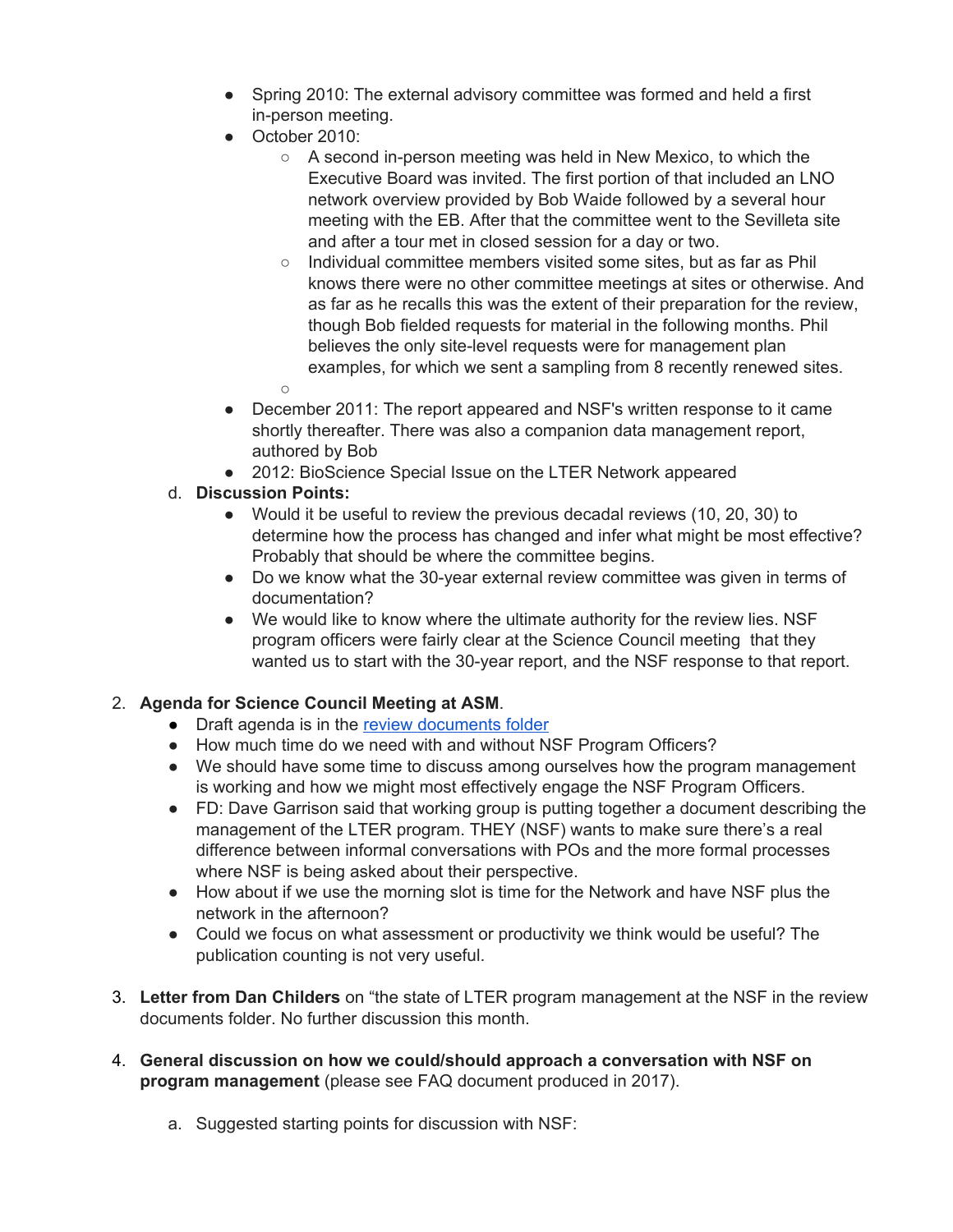- Spring 2010: The external advisory committee was formed and held a first in-person meeting.
- October 2010:
  - A second in-person meeting was held in New Mexico, to which the Executive Board was invited. The first portion of that included an LNO network overview provided by Bob Waide followed by a several hour meeting with the EB. After that the committee went to the Sevilleta site and after a tour met in closed session for a day or two.
  - Individual committee members visited some sites, but as far as Phil knows there were no other committee meetings at sites or otherwise. And as far as he recalls this was the extent of their preparation for the review, though Bob fielded requests for material in the following months. Phil believes the only site-level requests were for management plan examples, for which we sent a sampling from 8 recently renewed sites.
  - 
- December 2011: The report appeared and NSF's written response to it came shortly thereafter. There was also a companion data management report, authored by Bob
- 2012: BioScience Special Issue on the LTER Network appeared

d. **Discussion Points:**
- Would it be useful to review the previous decadal reviews (10, 20, 30) to determine how the process has changed and infer what might be most effective? Probably that should be where the committee begins.
- Do we know what the 30-year external review committee was given in terms of documentation?
- We would like to know where the ultimate authority for the review lies. NSF program officers were fairly clear at the Science Council meeting that they wanted us to start with the 30-year report, and the NSF response to that report.

2. **Agenda for Science Council Meeting at ASM**.
   - Draft agenda is in the [review documents folder]
   - How much time do we need with and without NSF Program Officers?
   - We should have some time to discuss among ourselves how the program management is working and how we might most effectively engage the NSF Program Officers.
   - FD: Dave Garrison said that working group is putting together a document describing the management of the LTER program. THEY (NSF) wants to make sure there's a real difference between informal conversations with POs and the more formal processes where NSF is being asked about their perspective.
   - How about if we use the morning slot is time for the Network and have NSF plus the network in the afternoon?
   - Could we focus on what assessment or productivity we think would be useful? The publication counting is not very useful.

3. **Letter from Dan Childers** on "the state of LTER program management at the NSF in the review documents folder. No further discussion this month.

4. **General discussion on how we could/should approach a conversation with NSF on program management** (please see FAQ document produced in 2017).

   a. Suggested starting points for discussion with NSF: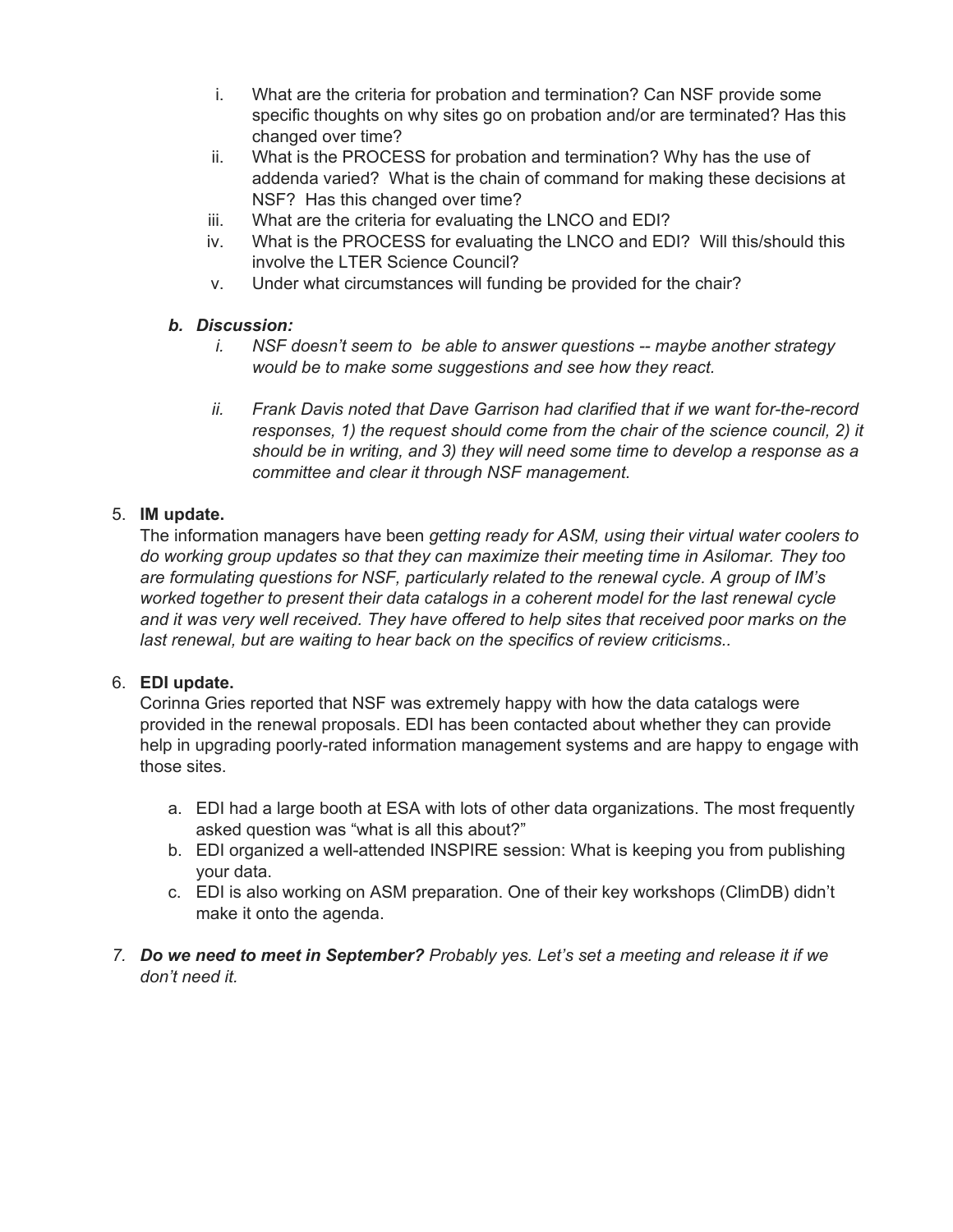i. What are the criteria for probation and termination? Can NSF provide some specific thoughts on why sites go on probation and/or are terminated? Has this changed over time?
ii. What is the PROCESS for probation and termination? Why has the use of addenda varied? What is the chain of command for making these decisions at NSF? Has this changed over time?
iii. What are the criteria for evaluating the LNCO and EDI?
iv. What is the PROCESS for evaluating the LNCO and EDI? Will this/should this involve the LTER Science Council?
v. Under what circumstances will funding be provided for the chair?

**b. *Discussion:***

*i. NSF doesn't seem to be able to answer questions -- maybe another strategy would be to make some suggestions and see how they react.*

*ii. Frank Davis noted that Dave Garrison had clarified that if we want for-the-record responses, 1) the request should come from the chair of the science council, 2) it should be in writing, and 3) they will need some time to develop a response as a committee and clear it through NSF management.*

5. **IM update.**
The information managers have been *getting ready for ASM, using their virtual water coolers to do working group updates so that they can maximize their meeting time in Asilomar. They too are formulating questions for NSF, particularly related to the renewal cycle. A group of IM's worked together to present their data catalogs in a coherent model for the last renewal cycle and it was very well received. They have offered to help sites that received poor marks on the last renewal, but are waiting to hear back on the specifics of review criticisms..*

6. **EDI update.**
Corinna Gries reported that NSF was extremely happy with how the data catalogs were provided in the renewal proposals. EDI has been contacted about whether they can provide help in upgrading poorly-rated information management systems and are happy to engage with those sites.

   a. EDI had a large booth at ESA with lots of other data organizations. The most frequently asked question was "what is all this about?"
   b. EDI organized a well-attended INSPIRE session: What is keeping you from publishing your data.
   c. EDI is also working on ASM preparation. One of their key workshops (ClimDB) didn't make it onto the agenda.

7. ***Do we need to meet in September?*** *Probably yes. Let's set a meeting and release it if we don't need it.*